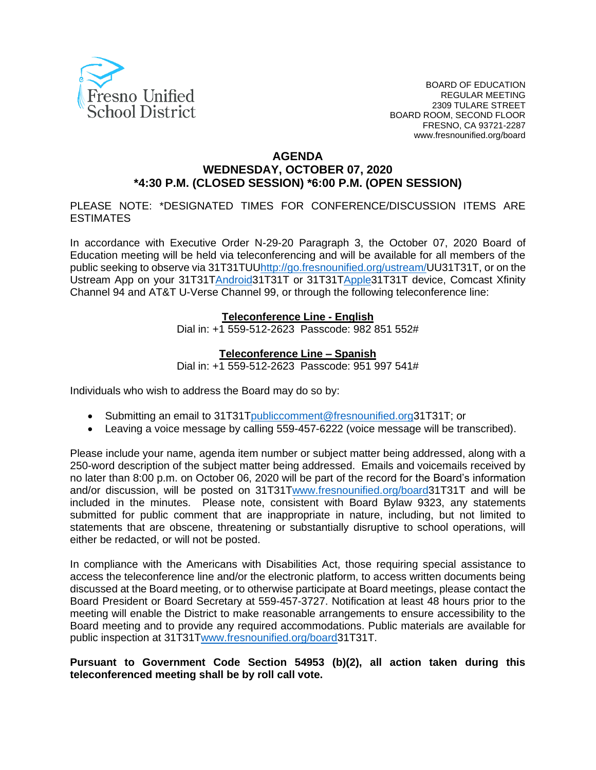Fresno Unified School District

BOARD OF EDUCATION
REGULAR MEETING
2309 TULARE STREET
BOARD ROOM, SECOND FLOOR
FRESNO, CA 93721-2287
www.fresnounified.org/board

# AGENDA
## WEDNESDAY, OCTOBER 07, 2020
## *4:30 P.M. (CLOSED SESSION) *6:00 P.M. (OPEN SESSION)

PLEASE NOTE: *DESIGNATED TIMES FOR CONFERENCE/DISCUSSION ITEMS ARE ESTIMATES

In accordance with Executive Order N-29-20 Paragraph 3, the October 07, 2020 Board of Education meeting will be held via teleconferencing and will be available for all members of the public seeking to observe via 31T31TUUhttp://go.fresnounified.org/ustream/UU31T31T, or on the Ustream App on your 31T31TAndroid31T31T or 31T31TApple31T31T device, Comcast Xfinity Channel 94 and AT&T U-Verse Channel 99, or through the following teleconference line:

**Teleconference Line - English**
Dial in: +1 559-512-2623 Passcode: 982 851 552#

**Teleconference Line – Spanish**
Dial in: +1 559-512-2623 Passcode: 951 997 541#

Individuals who wish to address the Board may do so by:

- Submitting an email to 31T31Tpubliccomment@fresnounified.org31T31T; or
- Leaving a voice message by calling 559-457-6222 (voice message will be transcribed).

Please include your name, agenda item number or subject matter being addressed, along with a 250-word description of the subject matter being addressed. Emails and voicemails received by no later than 8:00 p.m. on October 06, 2020 will be part of the record for the Board's information and/or discussion, will be posted on 31T31Twww.fresnounified.org/board31T31T and will be included in the minutes. Please note, consistent with Board Bylaw 9323, any statements submitted for public comment that are inappropriate in nature, including, but not limited to statements that are obscene, threatening or substantially disruptive to school operations, will either be redacted, or will not be posted.

In compliance with the Americans with Disabilities Act, those requiring special assistance to access the teleconference line and/or the electronic platform, to access written documents being discussed at the Board meeting, or to otherwise participate at Board meetings, please contact the Board President or Board Secretary at 559-457-3727. Notification at least 48 hours prior to the meeting will enable the District to make reasonable arrangements to ensure accessibility to the Board meeting and to provide any required accommodations. Public materials are available for public inspection at 31T31Twww.fresnounified.org/board31T31T.

**Pursuant to Government Code Section 54953 (b)(2), all action taken during this teleconferenced meeting shall be by roll call vote.**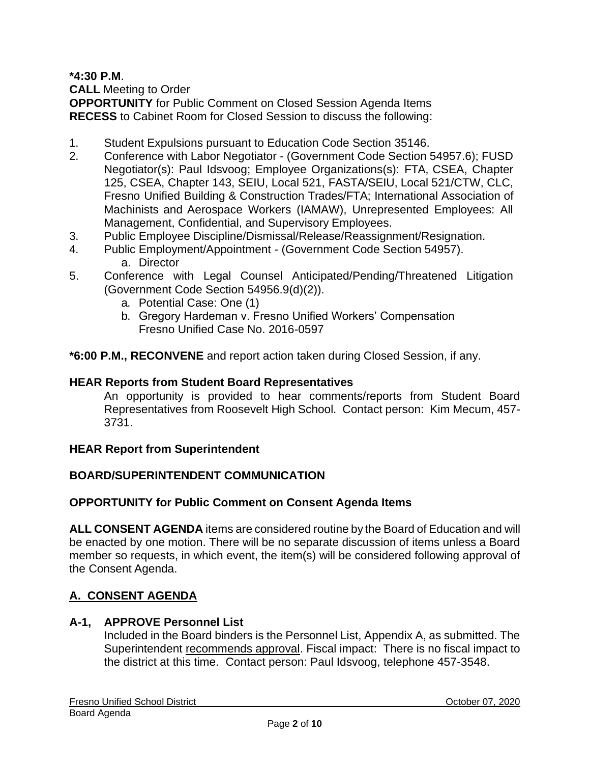**\*4:30 P.M**.

**CALL** Meeting to Order

**OPPORTUNITY** for Public Comment on Closed Session Agenda Items

**RECESS** to Cabinet Room for Closed Session to discuss the following:

1. Student Expulsions pursuant to Education Code Section 35146.
2. Conference with Labor Negotiator - (Government Code Section 54957.6); FUSD Negotiator(s): Paul Idsvoog; Employee Organizations(s): FTA, CSEA, Chapter 125, CSEA, Chapter 143, SEIU, Local 521, FASTA/SEIU, Local 521/CTW, CLC, Fresno Unified Building & Construction Trades/FTA; International Association of Machinists and Aerospace Workers (IAMAW), Unrepresented Employees: All Management, Confidential, and Supervisory Employees.
3. Public Employee Discipline/Dismissal/Release/Reassignment/Resignation.
4. Public Employment/Appointment - (Government Code Section 54957).
   a. Director
5. Conference with Legal Counsel Anticipated/Pending/Threatened Litigation (Government Code Section 54956.9(d)(2)).
   a. Potential Case: One (1)
   b. Gregory Hardeman v. Fresno Unified Workers' Compensation Fresno Unified Case No. 2016-0597

**\*6:00 P.M., RECONVENE** and report action taken during Closed Session, if any.

**HEAR Reports from Student Board Representatives**

An opportunity is provided to hear comments/reports from Student Board Representatives from Roosevelt High School. Contact person: Kim Mecum, 457-3731.

**HEAR Report from Superintendent**

**BOARD/SUPERINTENDENT COMMUNICATION**

**OPPORTUNITY for Public Comment on Consent Agenda Items**

**ALL CONSENT AGENDA** items are considered routine by the Board of Education and will be enacted by one motion. There will be no separate discussion of items unless a Board member so requests, in which event, the item(s) will be considered following approval of the Consent Agenda.

## A. CONSENT AGENDA

**A-1, APPROVE Personnel List**

Included in the Board binders is the Personnel List, Appendix A, as submitted. The Superintendent recommends approval. Fiscal impact: There is no fiscal impact to the district at this time. Contact person: Paul Idsvoog, telephone 457-3548.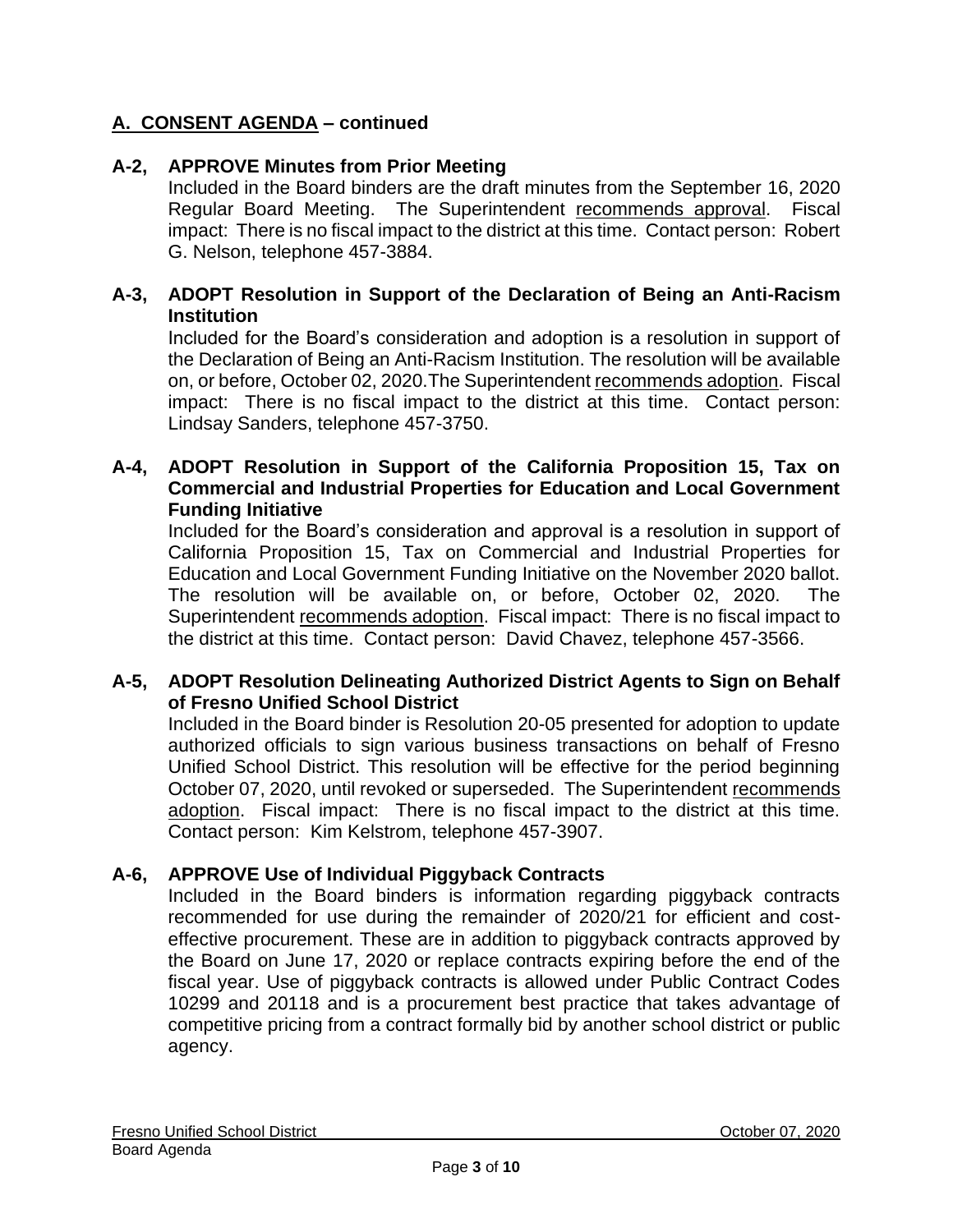## A. CONSENT AGENDA – continued

### A-2, APPROVE Minutes from Prior Meeting

Included in the Board binders are the draft minutes from the September 16, 2020 Regular Board Meeting. The Superintendent recommends approval. Fiscal impact: There is no fiscal impact to the district at this time. Contact person: Robert G. Nelson, telephone 457-3884.

### A-3, ADOPT Resolution in Support of the Declaration of Being an Anti-Racism Institution

Included for the Board's consideration and adoption is a resolution in support of the Declaration of Being an Anti-Racism Institution. The resolution will be available on, or before, October 02, 2020.The Superintendent recommends adoption. Fiscal impact: There is no fiscal impact to the district at this time. Contact person: Lindsay Sanders, telephone 457-3750.

### A-4, ADOPT Resolution in Support of the California Proposition 15, Tax on Commercial and Industrial Properties for Education and Local Government Funding Initiative

Included for the Board's consideration and approval is a resolution in support of California Proposition 15, Tax on Commercial and Industrial Properties for Education and Local Government Funding Initiative on the November 2020 ballot. The resolution will be available on, or before, October 02, 2020. The Superintendent recommends adoption. Fiscal impact: There is no fiscal impact to the district at this time. Contact person: David Chavez, telephone 457-3566.

### A-5, ADOPT Resolution Delineating Authorized District Agents to Sign on Behalf of Fresno Unified School District

Included in the Board binder is Resolution 20-05 presented for adoption to update authorized officials to sign various business transactions on behalf of Fresno Unified School District. This resolution will be effective for the period beginning October 07, 2020, until revoked or superseded. The Superintendent recommends adoption. Fiscal impact: There is no fiscal impact to the district at this time. Contact person: Kim Kelstrom, telephone 457-3907.

### A-6, APPROVE Use of Individual Piggyback Contracts

Included in the Board binders is information regarding piggyback contracts recommended for use during the remainder of 2020/21 for efficient and cost-effective procurement. These are in addition to piggyback contracts approved by the Board on June 17, 2020 or replace contracts expiring before the end of the fiscal year. Use of piggyback contracts is allowed under Public Contract Codes 10299 and 20118 and is a procurement best practice that takes advantage of competitive pricing from a contract formally bid by another school district or public agency.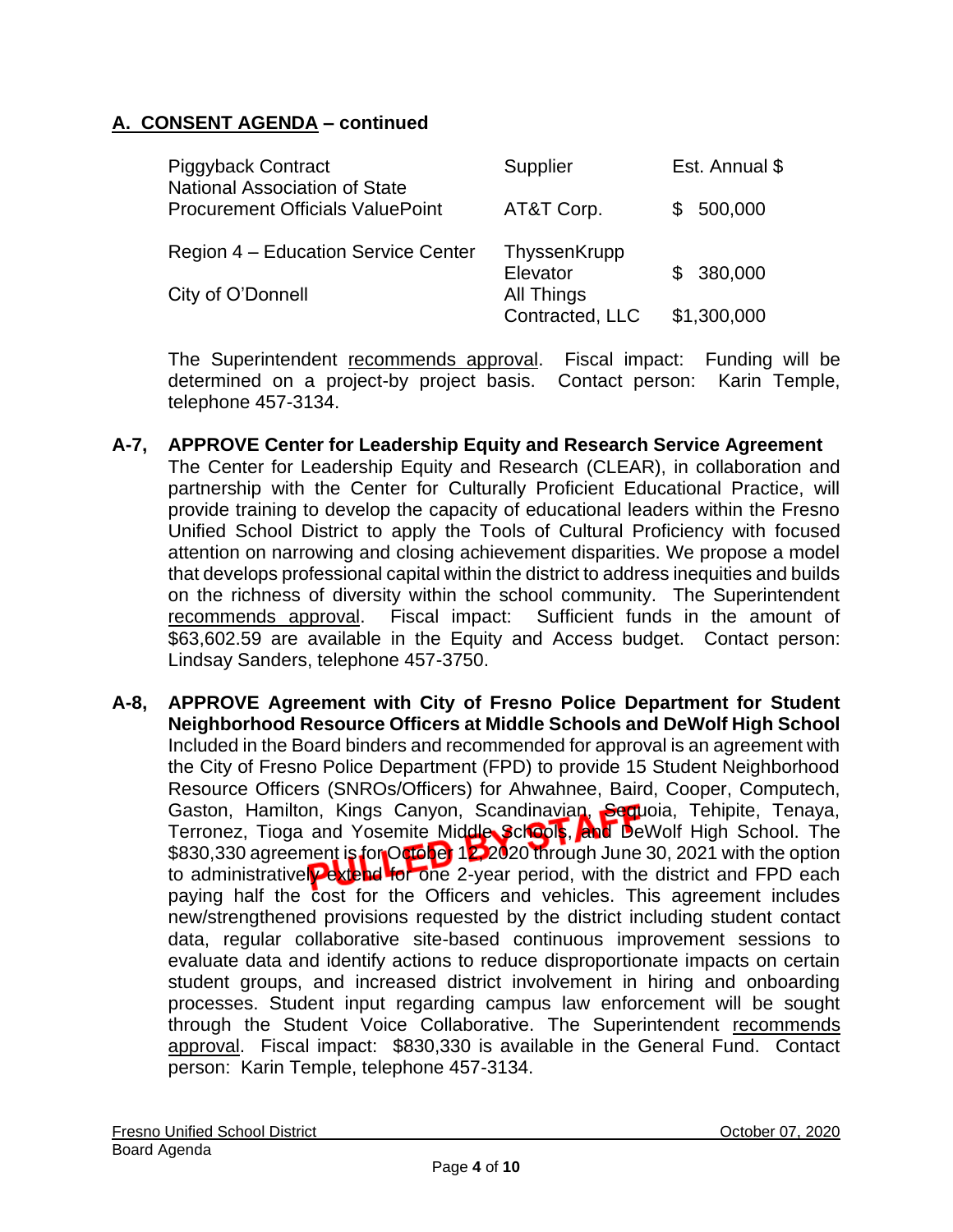## A. CONSENT AGENDA – continued

| Piggyback Contract | Supplier | Est. Annual $ |
|---|---|---|
| National Association of State Procurement Officials ValuePoint | AT&T Corp. | $ 500,000 |
| Region 4 – Education Service Center | ThyssenKrupp Elevator | $ 380,000 |
| City of O'Donnell | All Things Contracted, LLC | $1,300,000 |

The Superintendent recommends approval. Fiscal impact: Funding will be determined on a project-by project basis. Contact person: Karin Temple, telephone 457-3134.

**A-7, APPROVE Center for Leadership Equity and Research Service Agreement**
The Center for Leadership Equity and Research (CLEAR), in collaboration and partnership with the Center for Culturally Proficient Educational Practice, will provide training to develop the capacity of educational leaders within the Fresno Unified School District to apply the Tools of Cultural Proficiency with focused attention on narrowing and closing achievement disparities. We propose a model that develops professional capital within the district to address inequities and builds on the richness of diversity within the school community. The Superintendent recommends approval. Fiscal impact: Sufficient funds in the amount of $63,602.59 are available in the Equity and Access budget. Contact person: Lindsay Sanders, telephone 457-3750.

**A-8, APPROVE Agreement with City of Fresno Police Department for Student Neighborhood Resource Officers at Middle Schools and DeWolf High School**
Included in the Board binders and recommended for approval is an agreement with the City of Fresno Police Department (FPD) to provide 15 Student Neighborhood Resource Officers (SNROs/Officers) for Ahwahnee, Baird, Cooper, Computech, Gaston, Hamilton, Kings Canyon, Scandinavian, Sequoia, Tehipite, Tenaya, Terronez, Tioga and Yosemite Middle Schools, and DeWolf High School. The $830,330 agreement is for October 12, 2020 through June 30, 2021 with the option to administratively extend for one 2-year period, with the district and FPD each paying half the cost for the Officers and vehicles. This agreement includes new/strengthened provisions requested by the district including student contact data, regular collaborative site-based continuous improvement sessions to evaluate data and identify actions to reduce disproportionate impacts on certain student groups, and increased district involvement in hiring and onboarding processes. Student input regarding campus law enforcement will be sought through the Student Voice Collaborative. The Superintendent recommends approval. Fiscal impact: $830,330 is available in the General Fund. Contact person: Karin Temple, telephone 457-3134.

PULLED BY STAFF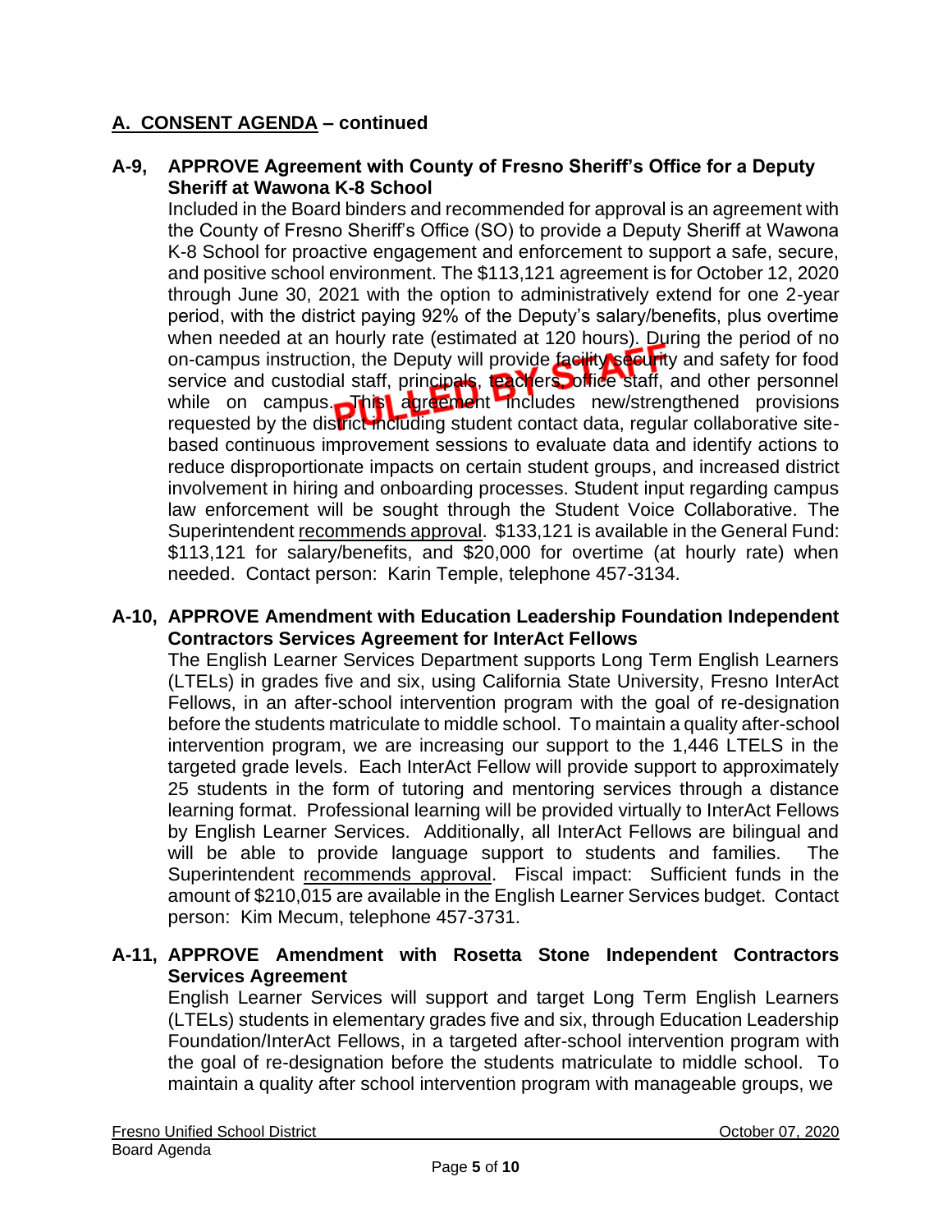## A. CONSENT AGENDA – continued

**A-9, APPROVE Agreement with County of Fresno Sheriff's Office for a Deputy Sheriff at Wawona K-8 School**

Included in the Board binders and recommended for approval is an agreement with the County of Fresno Sheriff's Office (SO) to provide a Deputy Sheriff at Wawona K-8 School for proactive engagement and enforcement to support a safe, secure, and positive school environment. The $113,121 agreement is for October 12, 2020 through June 30, 2021 with the option to administratively extend for one 2-year period, with the district paying 92% of the Deputy's salary/benefits, plus overtime when needed at an hourly rate (estimated at 120 hours). During the period of no on-campus instruction, the Deputy will provide facility security and safety for food service and custodial staff, principals, teachers, office staff, and other personnel while on campus. This agreement includes new/strengthened provisions requested by the district including student contact data, regular collaborative site-based continuous improvement sessions to evaluate data and identify actions to reduce disproportionate impacts on certain student groups, and increased district involvement in hiring and onboarding processes. Student input regarding campus law enforcement will be sought through the Student Voice Collaborative. The Superintendent recommends approval. $133,121 is available in the General Fund: $113,121 for salary/benefits, and $20,000 for overtime (at hourly rate) when needed. Contact person: Karin Temple, telephone 457-3134.

PULLED BY STAFF

**A-10, APPROVE Amendment with Education Leadership Foundation Independent Contractors Services Agreement for InterAct Fellows**

The English Learner Services Department supports Long Term English Learners (LTELs) in grades five and six, using California State University, Fresno InterAct Fellows, in an after-school intervention program with the goal of re-designation before the students matriculate to middle school. To maintain a quality after-school intervention program, we are increasing our support to the 1,446 LTELS in the targeted grade levels. Each InterAct Fellow will provide support to approximately 25 students in the form of tutoring and mentoring services through a distance learning format. Professional learning will be provided virtually to InterAct Fellows by English Learner Services. Additionally, all InterAct Fellows are bilingual and will be able to provide language support to students and families. The Superintendent recommends approval. Fiscal impact: Sufficient funds in the amount of $210,015 are available in the English Learner Services budget. Contact person: Kim Mecum, telephone 457-3731.

**A-11, APPROVE Amendment with Rosetta Stone Independent Contractors Services Agreement**

English Learner Services will support and target Long Term English Learners (LTELs) students in elementary grades five and six, through Education Leadership Foundation/InterAct Fellows, in a targeted after-school intervention program with the goal of re-designation before the students matriculate to middle school. To maintain a quality after school intervention program with manageable groups, we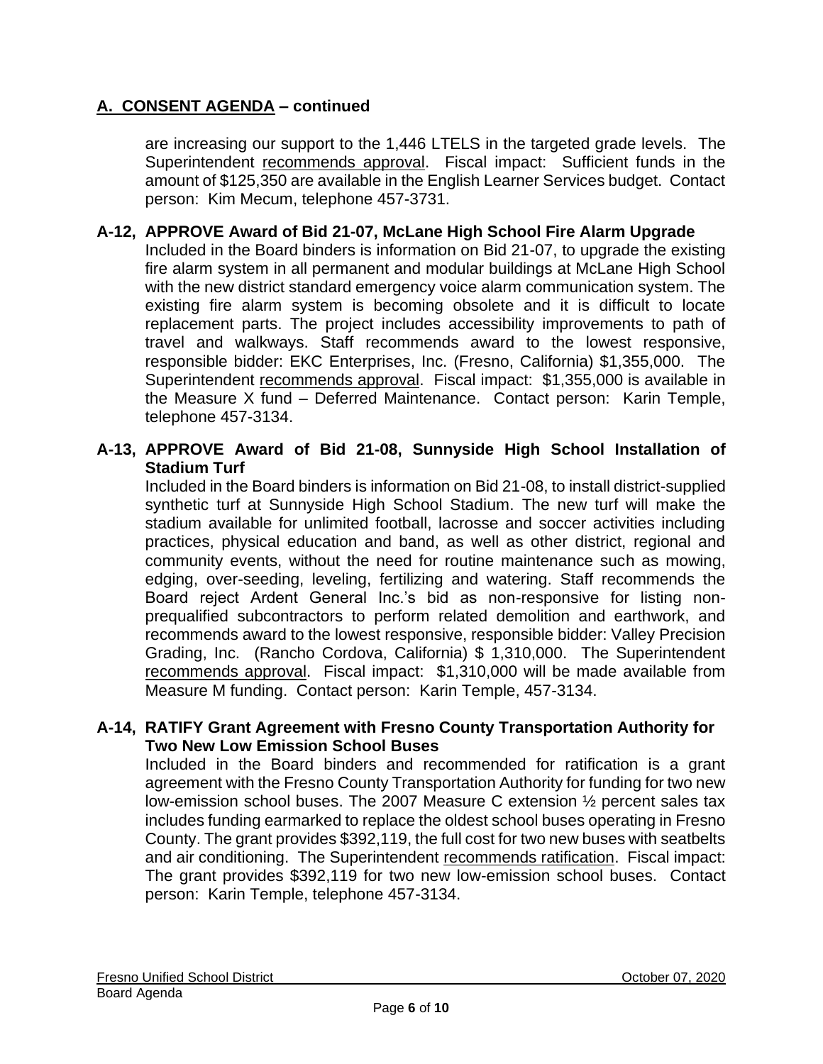## A. CONSENT AGENDA – continued

are increasing our support to the 1,446 LTELS in the targeted grade levels. The Superintendent recommends approval. Fiscal impact: Sufficient funds in the amount of $125,350 are available in the English Learner Services budget. Contact person: Kim Mecum, telephone 457-3731.

**A-12, APPROVE Award of Bid 21-07, McLane High School Fire Alarm Upgrade**

Included in the Board binders is information on Bid 21-07, to upgrade the existing fire alarm system in all permanent and modular buildings at McLane High School with the new district standard emergency voice alarm communication system. The existing fire alarm system is becoming obsolete and it is difficult to locate replacement parts. The project includes accessibility improvements to path of travel and walkways. Staff recommends award to the lowest responsive, responsible bidder: EKC Enterprises, Inc. (Fresno, California) $1,355,000. The Superintendent recommends approval. Fiscal impact: $1,355,000 is available in the Measure X fund – Deferred Maintenance. Contact person: Karin Temple, telephone 457-3134.

**A-13, APPROVE Award of Bid 21-08, Sunnyside High School Installation of Stadium Turf**

Included in the Board binders is information on Bid 21-08, to install district-supplied synthetic turf at Sunnyside High School Stadium. The new turf will make the stadium available for unlimited football, lacrosse and soccer activities including practices, physical education and band, as well as other district, regional and community events, without the need for routine maintenance such as mowing, edging, over-seeding, leveling, fertilizing and watering. Staff recommends the Board reject Ardent General Inc.'s bid as non-responsive for listing non-prequalified subcontractors to perform related demolition and earthwork, and recommends award to the lowest responsive, responsible bidder: Valley Precision Grading, Inc. (Rancho Cordova, California) $ 1,310,000. The Superintendent recommends approval. Fiscal impact: $1,310,000 will be made available from Measure M funding. Contact person: Karin Temple, 457-3134.

**A-14, RATIFY Grant Agreement with Fresno County Transportation Authority for Two New Low Emission School Buses**

Included in the Board binders and recommended for ratification is a grant agreement with the Fresno County Transportation Authority for funding for two new low-emission school buses. The 2007 Measure C extension ½ percent sales tax includes funding earmarked to replace the oldest school buses operating in Fresno County. The grant provides $392,119, the full cost for two new buses with seatbelts and air conditioning. The Superintendent recommends ratification. Fiscal impact: The grant provides $392,119 for two new low-emission school buses. Contact person: Karin Temple, telephone 457-3134.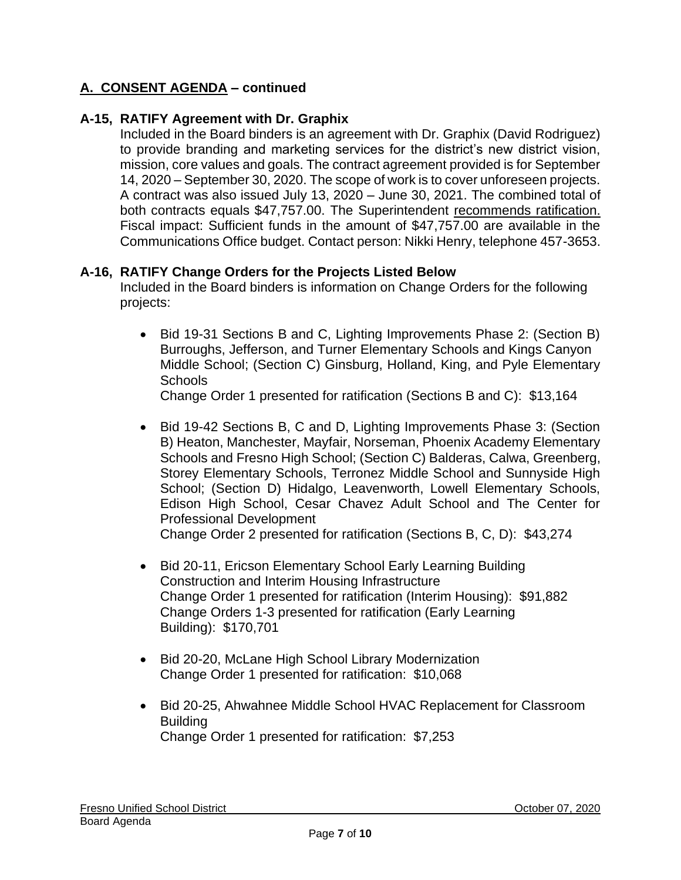## A. CONSENT AGENDA – continued

### A-15, RATIFY Agreement with Dr. Graphix

Included in the Board binders is an agreement with Dr. Graphix (David Rodriguez) to provide branding and marketing services for the district's new district vision, mission, core values and goals. The contract agreement provided is for September 14, 2020 – September 30, 2020. The scope of work is to cover unforeseen projects. A contract was also issued July 13, 2020 – June 30, 2021. The combined total of both contracts equals $47,757.00. The Superintendent recommends ratification. Fiscal impact: Sufficient funds in the amount of $47,757.00 are available in the Communications Office budget. Contact person: Nikki Henry, telephone 457-3653.

### A-16, RATIFY Change Orders for the Projects Listed Below

Included in the Board binders is information on Change Orders for the following projects:

- Bid 19-31 Sections B and C, Lighting Improvements Phase 2: (Section B) Burroughs, Jefferson, and Turner Elementary Schools and Kings Canyon Middle School; (Section C) Ginsburg, Holland, King, and Pyle Elementary Schools
  Change Order 1 presented for ratification (Sections B and C): $13,164

- Bid 19-42 Sections B, C and D, Lighting Improvements Phase 3: (Section B) Heaton, Manchester, Mayfair, Norseman, Phoenix Academy Elementary Schools and Fresno High School; (Section C) Balderas, Calwa, Greenberg, Storey Elementary Schools, Terronez Middle School and Sunnyside High School; (Section D) Hidalgo, Leavenworth, Lowell Elementary Schools, Edison High School, Cesar Chavez Adult School and The Center for Professional Development
  Change Order 2 presented for ratification (Sections B, C, D): $43,274

- Bid 20-11, Ericson Elementary School Early Learning Building Construction and Interim Housing Infrastructure
  Change Order 1 presented for ratification (Interim Housing): $91,882
  Change Orders 1-3 presented for ratification (Early Learning Building): $170,701

- Bid 20-20, McLane High School Library Modernization
  Change Order 1 presented for ratification: $10,068

- Bid 20-25, Ahwahnee Middle School HVAC Replacement for Classroom Building
  Change Order 1 presented for ratification: $7,253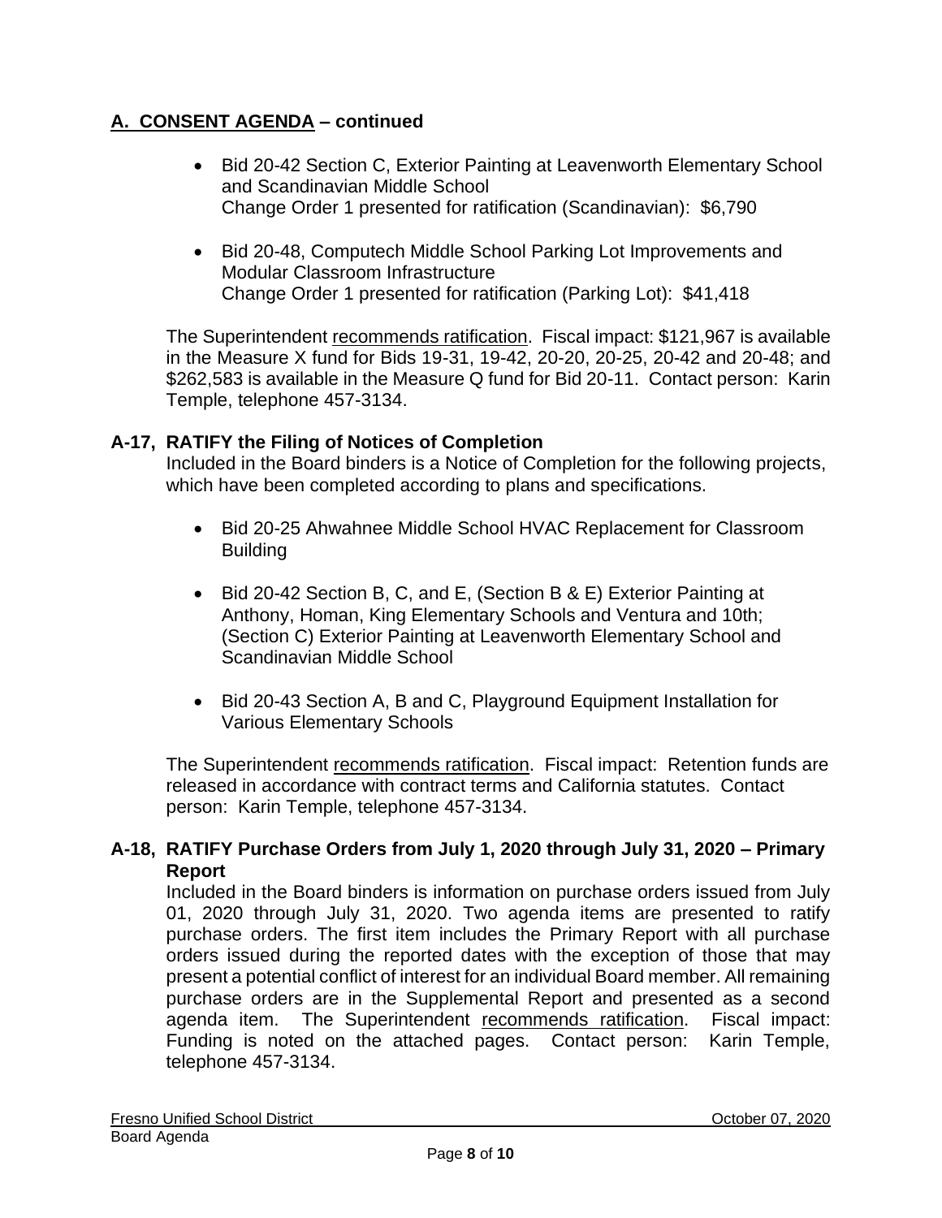## A. CONSENT AGENDA – continued

- Bid 20-42 Section C, Exterior Painting at Leavenworth Elementary School and Scandinavian Middle School
  Change Order 1 presented for ratification (Scandinavian): $6,790

- Bid 20-48, Computech Middle School Parking Lot Improvements and Modular Classroom Infrastructure
  Change Order 1 presented for ratification (Parking Lot): $41,418

The Superintendent recommends ratification. Fiscal impact: $121,967 is available in the Measure X fund for Bids 19-31, 19-42, 20-20, 20-25, 20-42 and 20-48; and $262,583 is available in the Measure Q fund for Bid 20-11. Contact person: Karin Temple, telephone 457-3134.

### A-17, RATIFY the Filing of Notices of Completion

Included in the Board binders is a Notice of Completion for the following projects, which have been completed according to plans and specifications.

- Bid 20-25 Ahwahnee Middle School HVAC Replacement for Classroom Building

- Bid 20-42 Section B, C, and E, (Section B & E) Exterior Painting at Anthony, Homan, King Elementary Schools and Ventura and 10th; (Section C) Exterior Painting at Leavenworth Elementary School and Scandinavian Middle School

- Bid 20-43 Section A, B and C, Playground Equipment Installation for Various Elementary Schools

The Superintendent recommends ratification. Fiscal impact: Retention funds are released in accordance with contract terms and California statutes. Contact person: Karin Temple, telephone 457-3134.

### A-18, RATIFY Purchase Orders from July 1, 2020 through July 31, 2020 – Primary Report

Included in the Board binders is information on purchase orders issued from July 01, 2020 through July 31, 2020. Two agenda items are presented to ratify purchase orders. The first item includes the Primary Report with all purchase orders issued during the reported dates with the exception of those that may present a potential conflict of interest for an individual Board member. All remaining purchase orders are in the Supplemental Report and presented as a second agenda item. The Superintendent recommends ratification. Fiscal impact: Funding is noted on the attached pages. Contact person: Karin Temple, telephone 457-3134.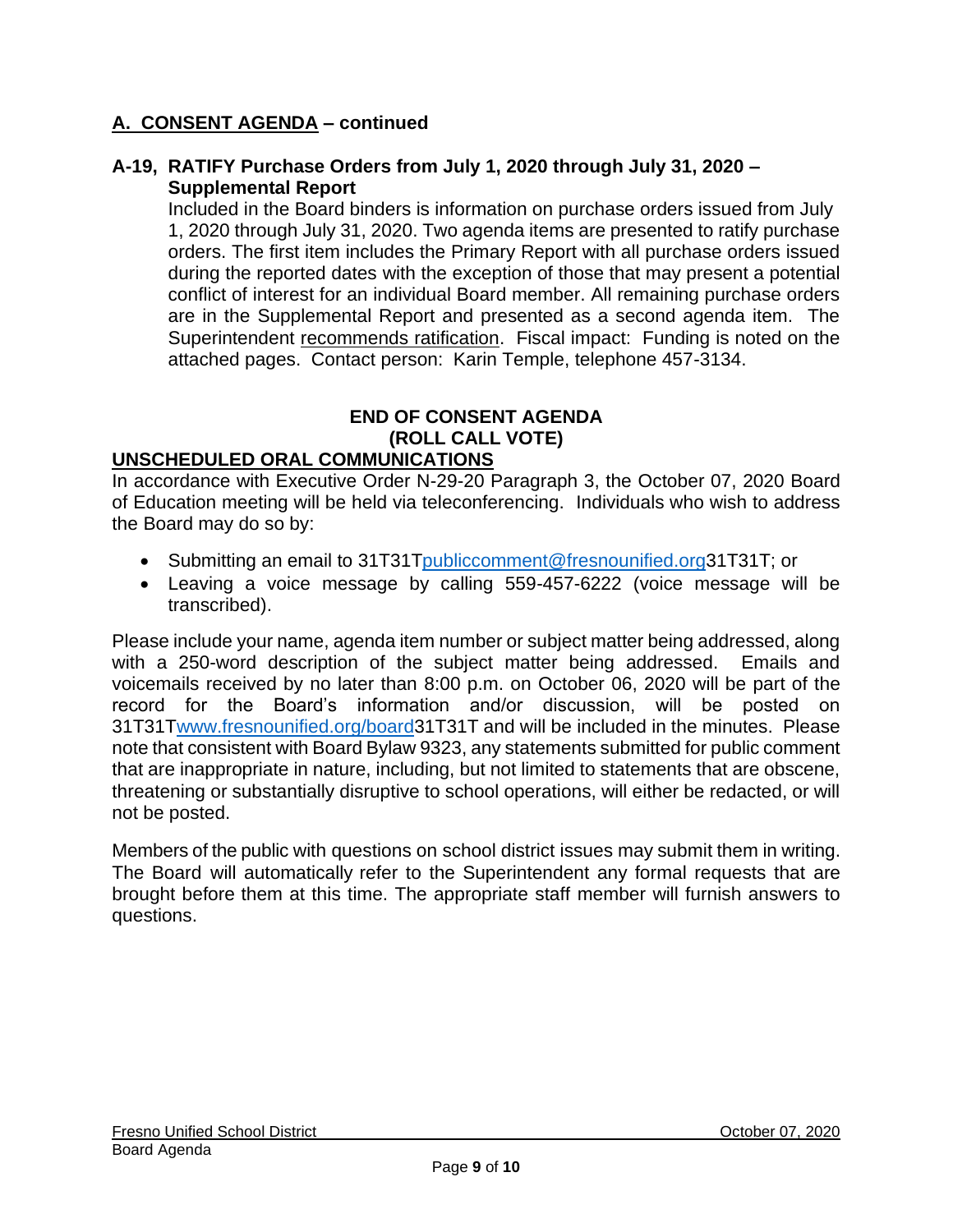## A. CONSENT AGENDA – continued

**A-19, RATIFY Purchase Orders from July 1, 2020 through July 31, 2020 – Supplemental Report**

Included in the Board binders is information on purchase orders issued from July 1, 2020 through July 31, 2020. Two agenda items are presented to ratify purchase orders. The first item includes the Primary Report with all purchase orders issued during the reported dates with the exception of those that may present a potential conflict of interest for an individual Board member. All remaining purchase orders are in the Supplemental Report and presented as a second agenda item. The Superintendent recommends ratification. Fiscal impact: Funding is noted on the attached pages. Contact person: Karin Temple, telephone 457-3134.

**END OF CONSENT AGENDA**
**(ROLL CALL VOTE)**

## UNSCHEDULED ORAL COMMUNICATIONS

In accordance with Executive Order N-29-20 Paragraph 3, the October 07, 2020 Board of Education meeting will be held via teleconferencing. Individuals who wish to address the Board may do so by:

- Submitting an email to 31T31Tpubliccomment@fresnounified.org31T31T; or
- Leaving a voice message by calling 559-457-6222 (voice message will be transcribed).

Please include your name, agenda item number or subject matter being addressed, along with a 250-word description of the subject matter being addressed. Emails and voicemails received by no later than 8:00 p.m. on October 06, 2020 will be part of the record for the Board's information and/or discussion, will be posted on 31T31Twww.fresnounified.org/board31T31T and will be included in the minutes. Please note that consistent with Board Bylaw 9323, any statements submitted for public comment that are inappropriate in nature, including, but not limited to statements that are obscene, threatening or substantially disruptive to school operations, will either be redacted, or will not be posted.

Members of the public with questions on school district issues may submit them in writing. The Board will automatically refer to the Superintendent any formal requests that are brought before them at this time. The appropriate staff member will furnish answers to questions.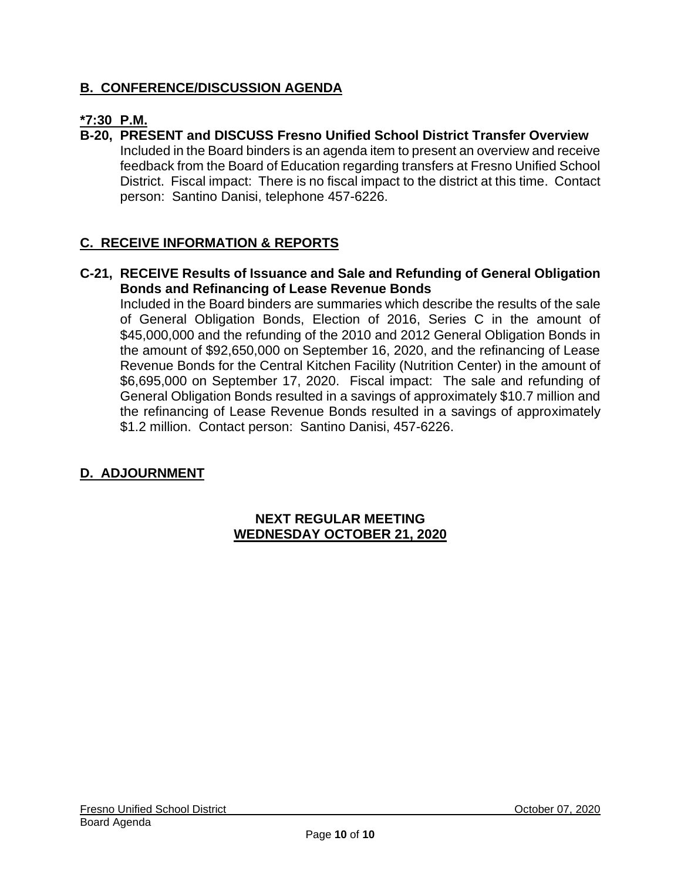## **B. CONFERENCE/DISCUSSION AGENDA**

**\*7:30 P.M.**

**B-20, PRESENT and DISCUSS Fresno Unified School District Transfer Overview**
Included in the Board binders is an agenda item to present an overview and receive feedback from the Board of Education regarding transfers at Fresno Unified School District. Fiscal impact: There is no fiscal impact to the district at this time. Contact person: Santino Danisi, telephone 457-6226.

## **C. RECEIVE INFORMATION & REPORTS**

**C-21, RECEIVE Results of Issuance and Sale and Refunding of General Obligation Bonds and Refinancing of Lease Revenue Bonds**
Included in the Board binders are summaries which describe the results of the sale of General Obligation Bonds, Election of 2016, Series C in the amount of $45,000,000 and the refunding of the 2010 and 2012 General Obligation Bonds in the amount of $92,650,000 on September 16, 2020, and the refinancing of Lease Revenue Bonds for the Central Kitchen Facility (Nutrition Center) in the amount of $6,695,000 on September 17, 2020. Fiscal impact: The sale and refunding of General Obligation Bonds resulted in a savings of approximately $10.7 million and the refinancing of Lease Revenue Bonds resulted in a savings of approximately $1.2 million. Contact person: Santino Danisi, 457-6226.

## **D. ADJOURNMENT**

**NEXT REGULAR MEETING**
**WEDNESDAY OCTOBER 21, 2020**